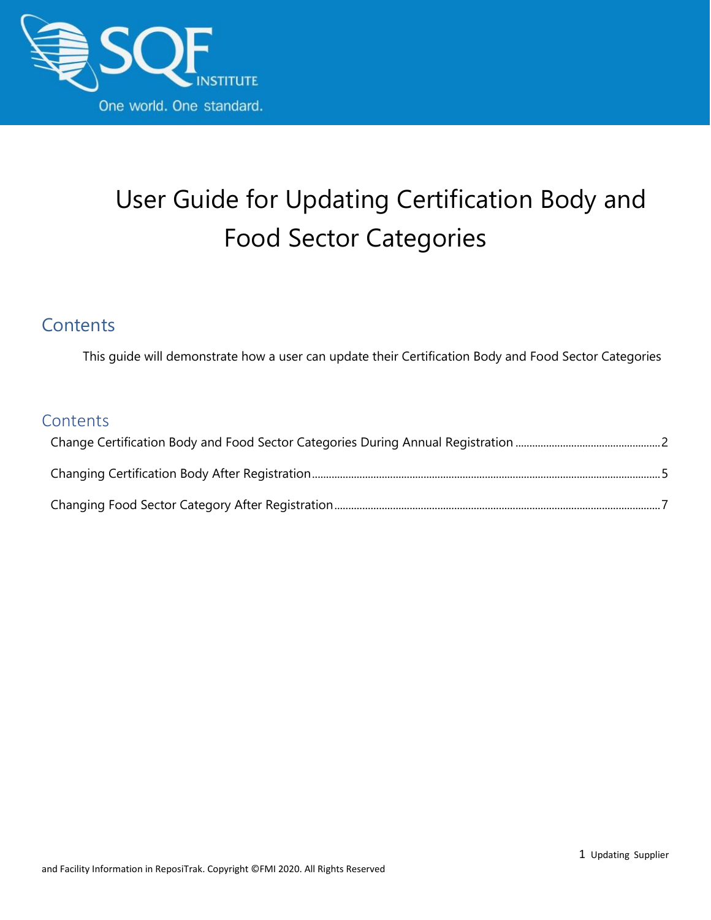# User Guide for Updating Certification Body and Food Sector Categories

## Contents

This guide will demonstrate how a user can update their Certification Body and Food Sector Categories

## Contents

Change Certification Body and Food Sector Categories During Annual Registration ........ 2

Changing Certification Body After Registration ........ 5

Changing Food Sector Category After Registration ........ 7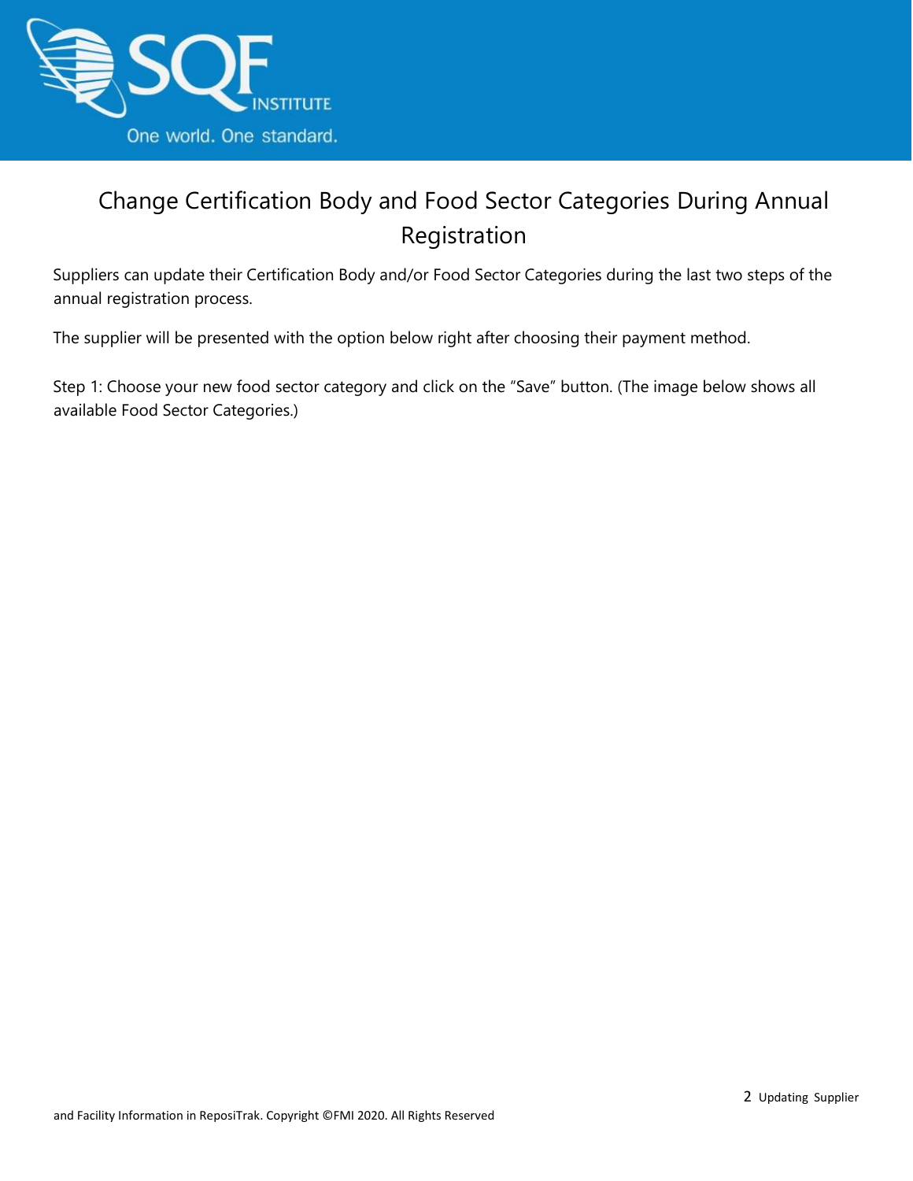# Change Certification Body and Food Sector Categories During Annual Registration

Suppliers can update their Certification Body and/or Food Sector Categories during the last two steps of the annual registration process.

The supplier will be presented with the option below right after choosing their payment method.

Step 1: Choose your new food sector category and click on the "Save" button. (The image below shows all available Food Sector Categories.)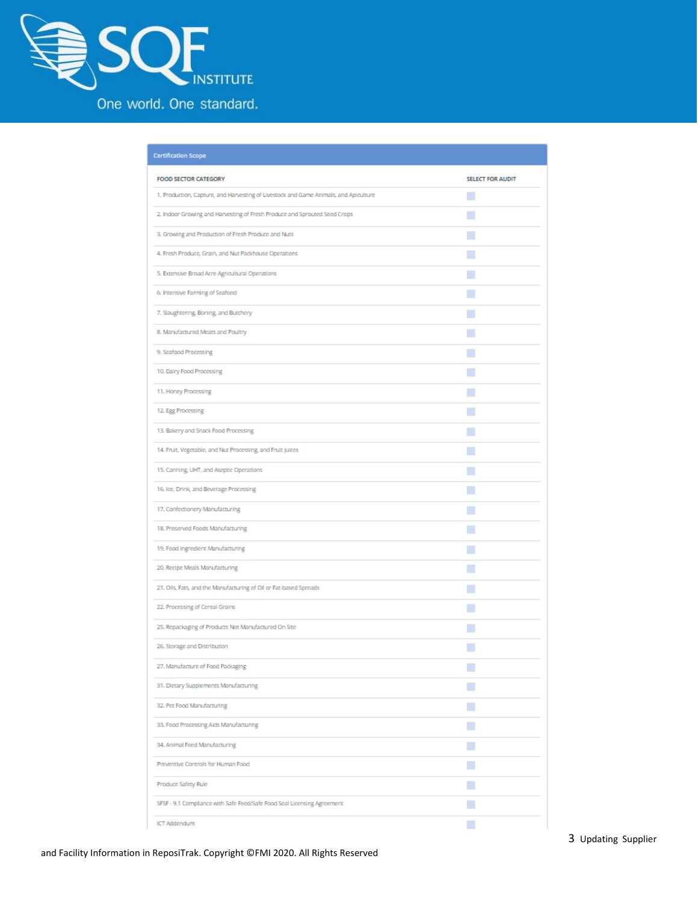SQF INSTITUTE

One world. One standard.

**Certification Scope**

| FOOD SECTOR CATEGORY | SELECT FOR AUDIT |
|---|---|
| 1. Production, Capture, and Harvesting of Livestock and Game Animals, and Apiculture | |
| 2. Indoor Growing and Harvesting of Fresh Produce and Sprouted Seed Crops | |
| 3. Growing and Production of Fresh Produce and Nuts | |
| 4. Fresh Produce, Grain, and Nut Packhouse Operations | |
| 5. Extensive Broad Acre Agricultural Operations | |
| 6. Intensive Farming of Seafood | |
| 7. Slaughtering, Boning, and Butchery | |
| 8. Manufactured Meats and Poultry | |
| 9. Seafood Processing | |
| 10. Dairy Food Processing | |
| 11. Honey Processing | |
| 12. Egg Processing | |
| 13. Bakery and Snack Food Processing | |
| 14. Fruit, Vegetable, and Nut Processing, and Fruit Juices | |
| 15. Canning, UHT, and Aseptic Operations | |
| 16. Ice, Drink, and Beverage Processing | |
| 17. Confectionery Manufacturing | |
| 18. Preserved Foods Manufacturing | |
| 19. Food Ingredient Manufacturing | |
| 20. Recipe Meals Manufacturing | |
| 21. Oils, Fats, and the Manufacturing of Oil or Fat-based Spreads | |
| 22. Processing of Cereal Grains | |
| 25. Repackaging of Products Not Manufactured On Site | |
| 26. Storage and Distribution | |
| 27. Manufacture of Food Packaging | |
| 31. Dietary Supplements Manufacturing | |
| 32. Pet Food Manufacturing | |
| 33. Food Processing Aids Manufacturing | |
| 34. Animal Feed Manufacturing | |
| Preventive Controls for Human Food | |
| Produce Safety Rule | |
| SFSF - 9.1 Compliance with Safe Feed/Safe Food Seal Licensing Agreement | |
| ICT Addendum | |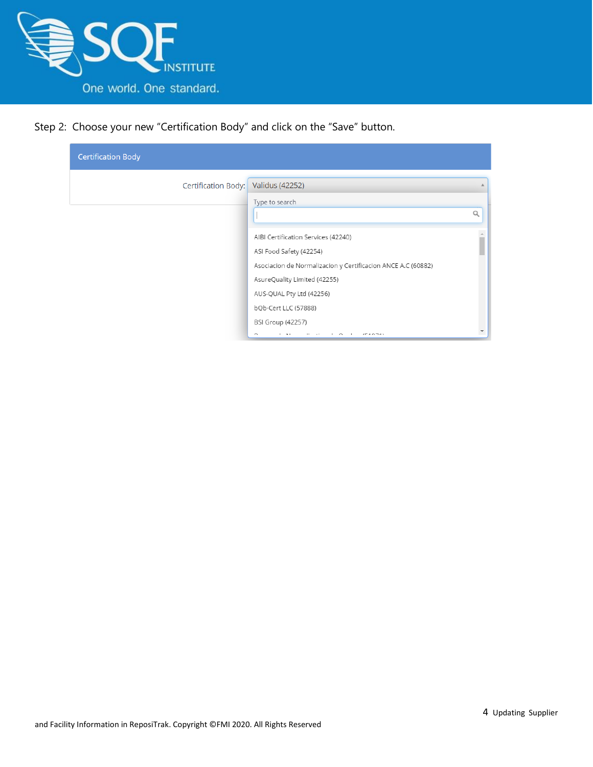Step 2: Choose your new "Certification Body" and click on the "Save" button.

Certification Body

Certification Body: Validus (42252)

Type to search

AIBI Certification Services (42240)
ASI Food Safety (42254)
Asociacion de Normalizacion y Certificacion ANCE A.C (60882)
AsureQuality Limited (42255)
AUS-QUAL Pty Ltd (42256)
bQb-Cert LLC (57888)
BSI Group (42257)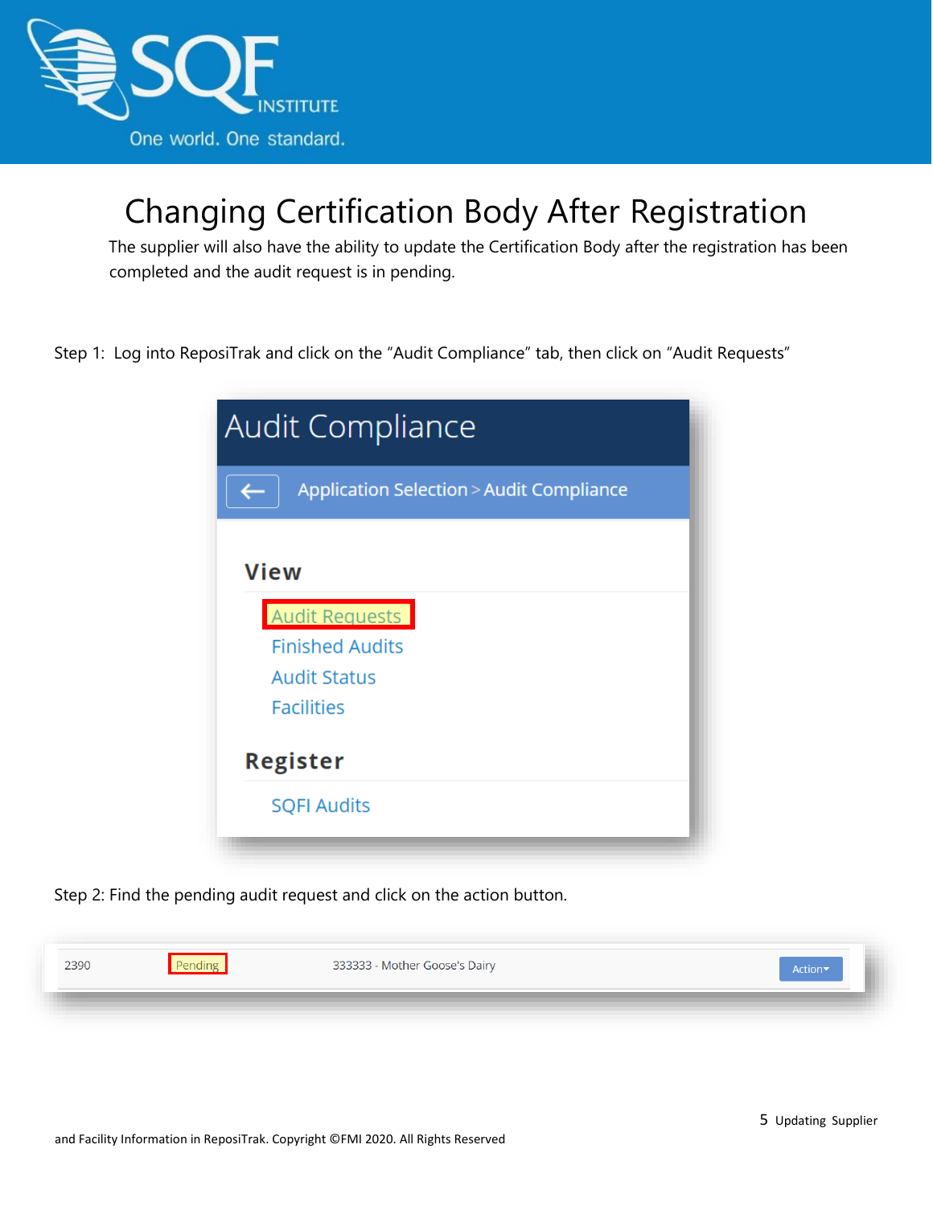# Changing Certification Body After Registration

The supplier will also have the ability to update the Certification Body after the registration has been completed and the audit request is in pending.

Step 1: Log into ReposiTrak and click on the "Audit Compliance" tab, then click on "Audit Requests"

Audit Compliance

Application Selection > Audit Compliance

**View**

Audit Requests

Finished Audits

Audit Status

Facilities

**Register**

SQFI Audits

Step 2: Find the pending audit request and click on the action button.

| 2390 | Pending | 333333 - Mother Goose's Dairy | Action |
|---|---|---|---|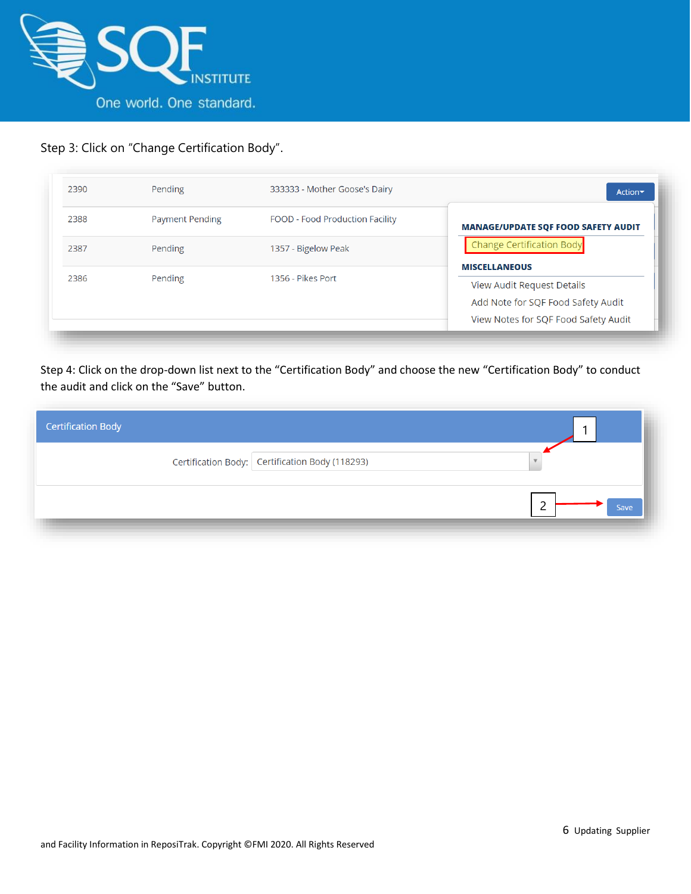Step 3: Click on "Change Certification Body".

| | | | |
|---|---|---|---|
| 2390 | Pending | 333333 - Mother Goose's Dairy | Action |
| 2388 | Payment Pending | FOOD - Food Production Facility | |
| 2387 | Pending | 1357 - Bigelow Peak | |
| 2386 | Pending | 1356 - Pikes Port | |

**MANAGE/UPDATE SQF FOOD SAFETY AUDIT**

- Change Certification Body

**MISCELLANEOUS**

- View Audit Request Details
- Add Note for SQF Food Safety Audit
- View Notes for SQF Food Safety Audit

Step 4: Click on the drop-down list next to the "Certification Body" and choose the new "Certification Body" to conduct the audit and click on the "Save" button.

Certification Body

Certification Body: Certification Body (118293) (1)

Save (2)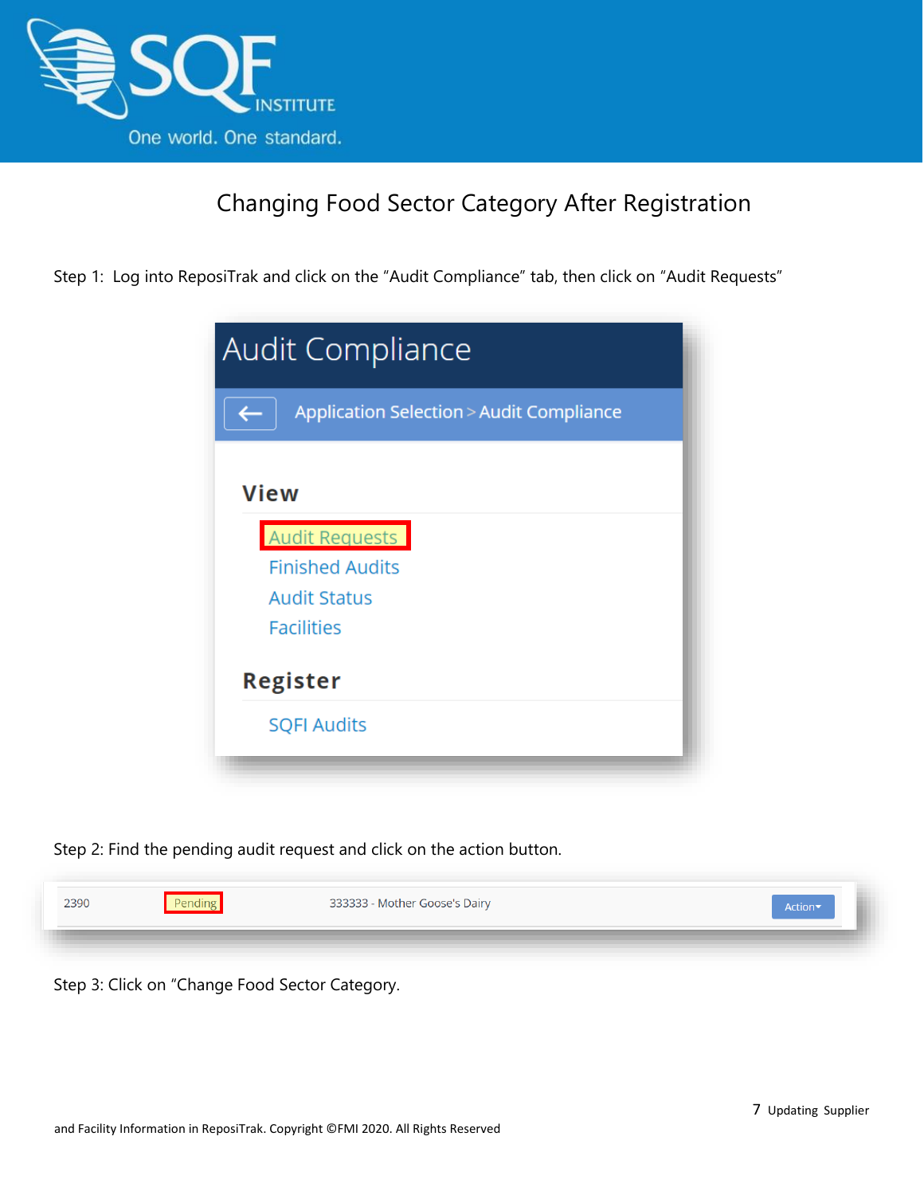# Changing Food Sector Category After Registration

Step 1: Log into ReposiTrak and click on the "Audit Compliance" tab, then click on "Audit Requests"

Audit Compliance

Application Selection > Audit Compliance

**View**

- Audit Requests
- Finished Audits
- Audit Status
- Facilities

**Register**

- SQFI Audits

Step 2: Find the pending audit request and click on the action button.

| 2390 | Pending | 333333 - Mother Goose's Dairy | Action |
|---|---|---|---|

Step 3: Click on "Change Food Sector Category.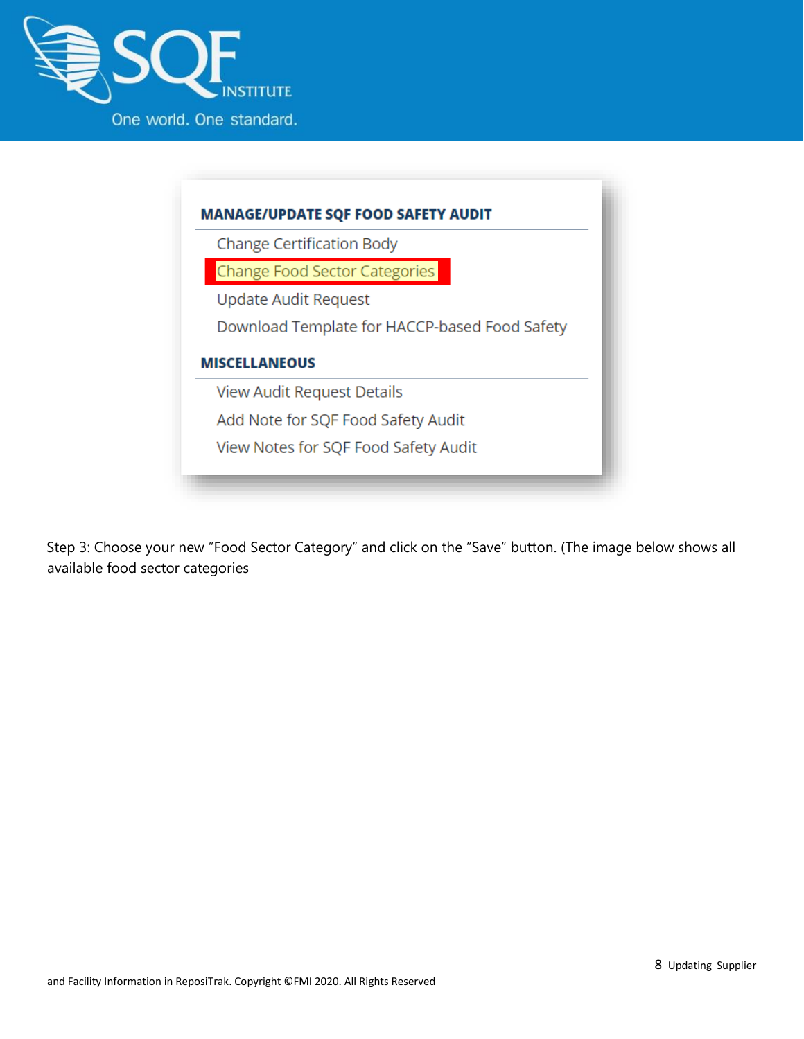MANAGE/UPDATE SQF FOOD SAFETY AUDIT

- Change Certification Body
- Change Food Sector Categories
- Update Audit Request
- Download Template for HACCP-based Food Safety

MISCELLANEOUS

- View Audit Request Details
- Add Note for SQF Food Safety Audit
- View Notes for SQF Food Safety Audit

Step 3: Choose your new "Food Sector Category" and click on the "Save" button. (The image below shows all available food sector categories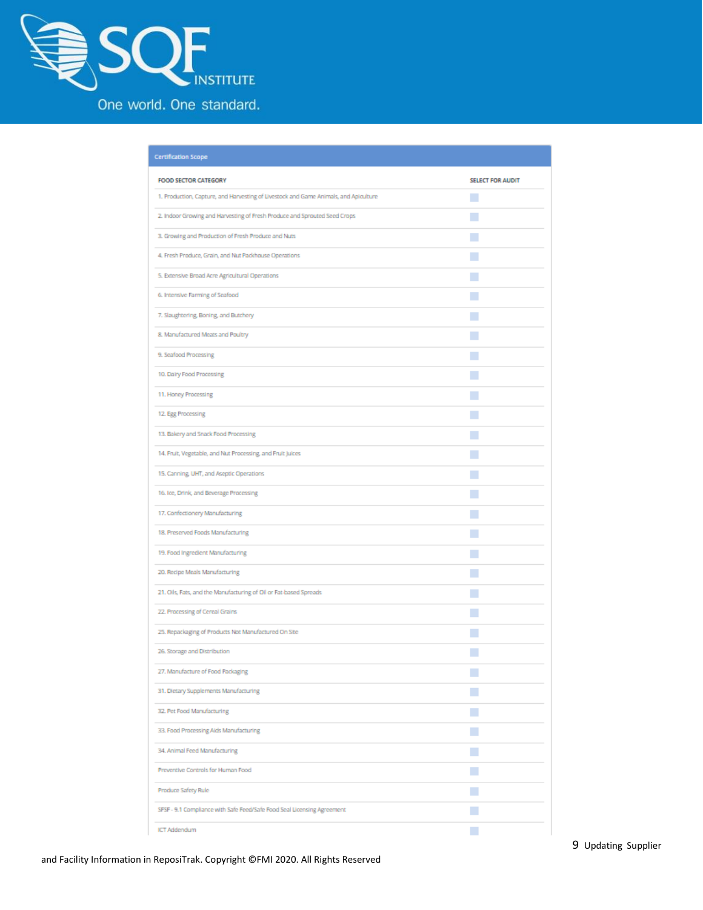**Certification Scope**

| FOOD SECTOR CATEGORY | SELECT FOR AUDIT |
|---|---|
| 1. Production, Capture, and Harvesting of Livestock and Game Animals, and Apiculture | |
| 2. Indoor Growing and Harvesting of Fresh Produce and Sprouted Seed Crops | |
| 3. Growing and Production of Fresh Produce and Nuts | |
| 4. Fresh Produce, Grain, and Nut Packhouse Operations | |
| 5. Extensive Broad Acre Agricultural Operations | |
| 6. Intensive Farming of Seafood | |
| 7. Slaughtering, Boning, and Butchery | |
| 8. Manufactured Meats and Poultry | |
| 9. Seafood Processing | |
| 10. Dairy Food Processing | |
| 11. Honey Processing | |
| 12. Egg Processing | |
| 13. Bakery and Snack Food Processing | |
| 14. Fruit, Vegetable, and Nut Processing, and Fruit Juices | |
| 15. Canning, UHT, and Aseptic Operations | |
| 16. Ice, Drink, and Beverage Processing | |
| 17. Confectionery Manufacturing | |
| 18. Preserved Foods Manufacturing | |
| 19. Food Ingredient Manufacturing | |
| 20. Recipe Meals Manufacturing | |
| 21. Oils, Fats, and the Manufacturing of Oil or Fat-based Spreads | |
| 22. Processing of Cereal Grains | |
| 25. Repackaging of Products Not Manufactured On Site | |
| 26. Storage and Distribution | |
| 27. Manufacture of Food Packaging | |
| 31. Dietary Supplements Manufacturing | |
| 32. Pet Food Manufacturing | |
| 33. Food Processing Aids Manufacturing | |
| 34. Animal Feed Manufacturing | |
| Preventive Controls for Human Food | |
| Produce Safety Rule | |
| SFSF - 9.1 Compliance with Safe Feed/Safe Food Seal Licensing Agreement | |
| ICT Addendum | |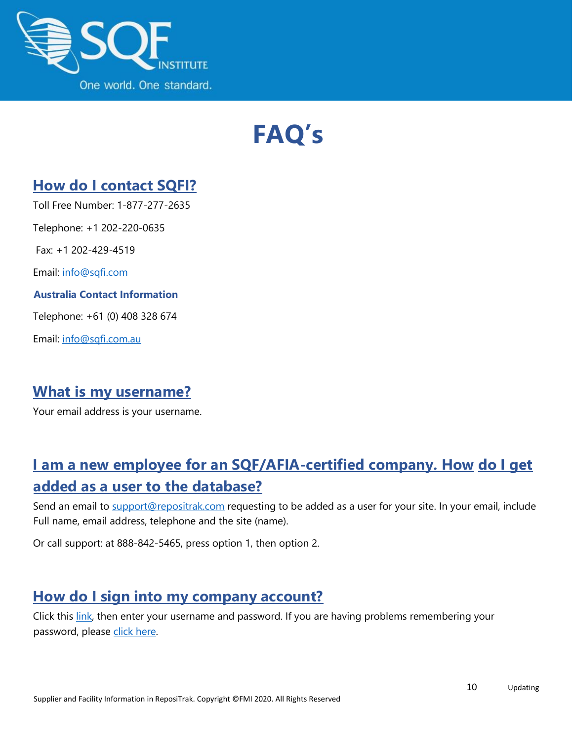# FAQ's

## How do I contact SQFI?

Toll Free Number: 1-877-277-2635

Telephone: +1 202-220-0635

Fax: +1 202-429-4519

Email: info@sqfi.com

### Australia Contact Information

Telephone: +61 (0) 408 328 674

Email: info@sqfi.com.au

## What is my username?

Your email address is your username.

## I am a new employee for an SQF/AFIA-certified company. How do I get added as a user to the database?

Send an email to support@repositrak.com requesting to be added as a user for your site. In your email, include Full name, email address, telephone and the site (name).

Or call support: at 888-842-5465, press option 1, then option 2.

## How do I sign into my company account?

Click this link, then enter your username and password. If you are having problems remembering your password, please click here.